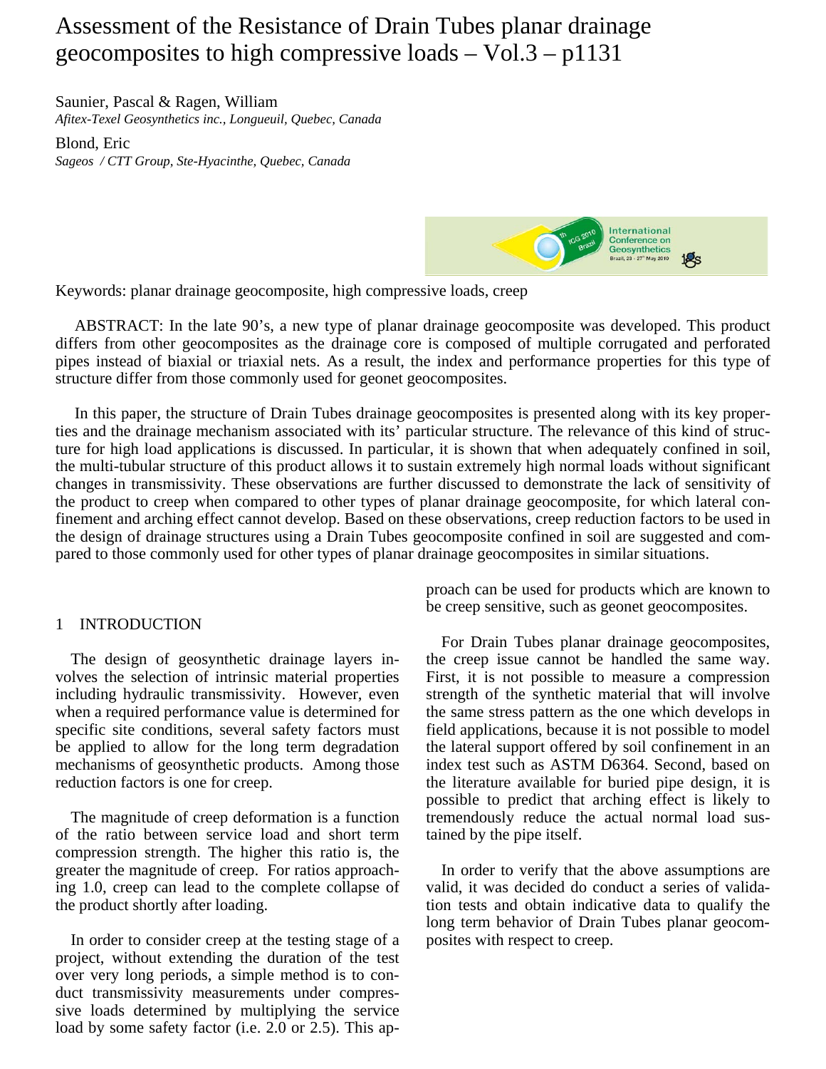# Assessment of the Resistance of Drain Tubes planar drainage geocomposites to high compressive loads – Vol.3 – p1131

Saunier, Pascal & Ragen, William
*Afitex-Texel Geosynthetics inc., Longueuil, Quebec, Canada*

Blond, Eric
*Sageos / CTT Group, Ste-Hyacinthe, Quebec, Canada*

Keywords: planar drainage geocomposite, high compressive loads, creep

ABSTRACT: In the late 90's, a new type of planar drainage geocomposite was developed. This product differs from other geocomposites as the drainage core is composed of multiple corrugated and perforated pipes instead of biaxial or triaxial nets. As a result, the index and performance properties for this type of structure differ from those commonly used for geonet geocomposites.

In this paper, the structure of Drain Tubes drainage geocomposites is presented along with its key properties and the drainage mechanism associated with its' particular structure. The relevance of this kind of structure for high load applications is discussed. In particular, it is shown that when adequately confined in soil, the multi-tubular structure of this product allows it to sustain extremely high normal loads without significant changes in transmissivity. These observations are further discussed to demonstrate the lack of sensitivity of the product to creep when compared to other types of planar drainage geocomposite, for which lateral confinement and arching effect cannot develop. Based on these observations, creep reduction factors to be used in the design of drainage structures using a Drain Tubes geocomposite confined in soil are suggested and compared to those commonly used for other types of planar drainage geocomposites in similar situations.

## 1 INTRODUCTION

The design of geosynthetic drainage layers involves the selection of intrinsic material properties including hydraulic transmissivity. However, even when a required performance value is determined for specific site conditions, several safety factors must be applied to allow for the long term degradation mechanisms of geosynthetic products. Among those reduction factors is one for creep.

The magnitude of creep deformation is a function of the ratio between service load and short term compression strength. The higher this ratio is, the greater the magnitude of creep. For ratios approaching 1.0, creep can lead to the complete collapse of the product shortly after loading.

In order to consider creep at the testing stage of a project, without extending the duration of the test over very long periods, a simple method is to conduct transmissivity measurements under compressive loads determined by multiplying the service load by some safety factor (i.e. 2.0 or 2.5). This approach can be used for products which are known to be creep sensitive, such as geonet geocomposites.

For Drain Tubes planar drainage geocomposites, the creep issue cannot be handled the same way. First, it is not possible to measure a compression strength of the synthetic material that will involve the same stress pattern as the one which develops in field applications, because it is not possible to model the lateral support offered by soil confinement in an index test such as ASTM D6364. Second, based on the literature available for buried pipe design, it is possible to predict that arching effect is likely to tremendously reduce the actual normal load sustained by the pipe itself.

In order to verify that the above assumptions are valid, it was decided do conduct a series of validation tests and obtain indicative data to qualify the long term behavior of Drain Tubes planar geocomposites with respect to creep.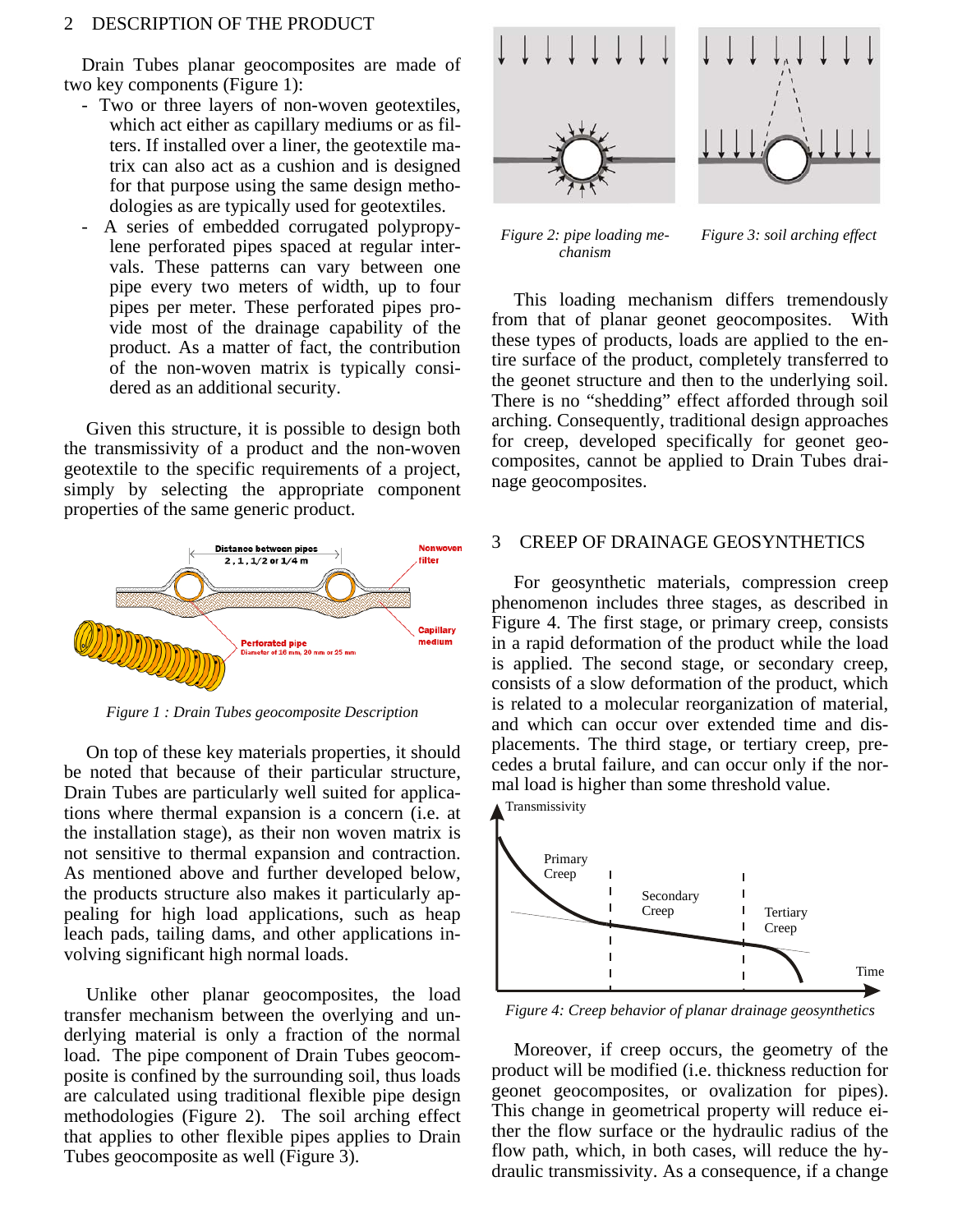## 2 DESCRIPTION OF THE PRODUCT

Drain Tubes planar geocomposites are made of two key components (Figure 1):

- Two or three layers of non-woven geotextiles, which act either as capillary mediums or as filters. If installed over a liner, the geotextile matrix can also act as a cushion and is designed for that purpose using the same design methodologies as are typically used for geotextiles.
- A series of embedded corrugated polypropylene perforated pipes spaced at regular intervals. These patterns can vary between one pipe every two meters of width, up to four pipes per meter. These perforated pipes provide most of the drainage capability of the product. As a matter of fact, the contribution of the non-woven matrix is typically considered as an additional security.

Given this structure, it is possible to design both the transmissivity of a product and the non-woven geotextile to the specific requirements of a project, simply by selecting the appropriate component properties of the same generic product.

*Figure 1 : Drain Tubes geocomposite Description*

On top of these key materials properties, it should be noted that because of their particular structure, Drain Tubes are particularly well suited for applications where thermal expansion is a concern (i.e. at the installation stage), as their non woven matrix is not sensitive to thermal expansion and contraction. As mentioned above and further developed below, the products structure also makes it particularly appealing for high load applications, such as heap leach pads, tailing dams, and other applications involving significant high normal loads.

Unlike other planar geocomposites, the load transfer mechanism between the overlying and underlying material is only a fraction of the normal load. The pipe component of Drain Tubes geocomposite is confined by the surrounding soil, thus loads are calculated using traditional flexible pipe design methodologies (Figure 2). The soil arching effect that applies to other flexible pipes applies to Drain Tubes geocomposite as well (Figure 3).

*Figure 2: pipe loading mechanism*

*Figure 3: soil arching effect*

This loading mechanism differs tremendously from that of planar geonet geocomposites. With these types of products, loads are applied to the entire surface of the product, completely transferred to the geonet structure and then to the underlying soil. There is no "shedding" effect afforded through soil arching. Consequently, traditional design approaches for creep, developed specifically for geonet geocomposites, cannot be applied to Drain Tubes drainage geocomposites.

## 3 CREEP OF DRAINAGE GEOSYNTHETICS

For geosynthetic materials, compression creep phenomenon includes three stages, as described in Figure 4. The first stage, or primary creep, consists in a rapid deformation of the product while the load is applied. The second stage, or secondary creep, consists of a slow deformation of the product, which is related to a molecular reorganization of material, and which can occur over extended time and displacements. The third stage, or tertiary creep, precedes a brutal failure, and can occur only if the normal load is higher than some threshold value.

*Figure 4: Creep behavior of planar drainage geosynthetics*

Moreover, if creep occurs, the geometry of the product will be modified (i.e. thickness reduction for geonet geocomposites, or ovalization for pipes). This change in geometrical property will reduce either the flow surface or the hydraulic radius of the flow path, which, in both cases, will reduce the hydraulic transmissivity. As a consequence, if a change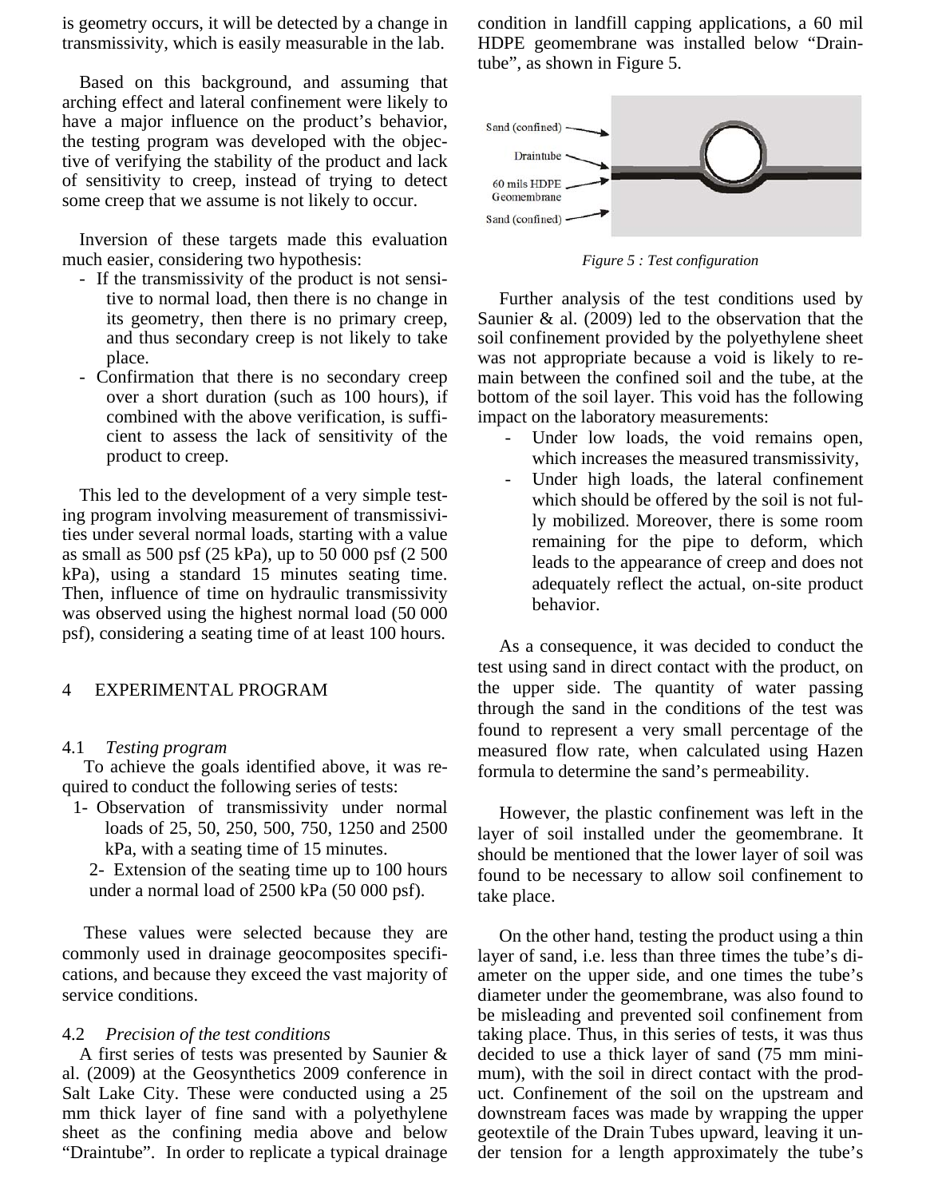is geometry occurs, it will be detected by a change in transmissivity, which is easily measurable in the lab.

Based on this background, and assuming that arching effect and lateral confinement were likely to have a major influence on the product's behavior, the testing program was developed with the objective of verifying the stability of the product and lack of sensitivity to creep, instead of trying to detect some creep that we assume is not likely to occur.

Inversion of these targets made this evaluation much easier, considering two hypothesis:

- If the transmissivity of the product is not sensitive to normal load, then there is no change in its geometry, then there is no primary creep, and thus secondary creep is not likely to take place.
- Confirmation that there is no secondary creep over a short duration (such as 100 hours), if combined with the above verification, is sufficient to assess the lack of sensitivity of the product to creep.

This led to the development of a very simple testing program involving measurement of transmissivities under several normal loads, starting with a value as small as 500 psf (25 kPa), up to 50 000 psf (2 500 kPa), using a standard 15 minutes seating time. Then, influence of time on hydraulic transmissivity was observed using the highest normal load (50 000 psf), considering a seating time of at least 100 hours.

## 4 EXPERIMENTAL PROGRAM

### 4.1 *Testing program*

To achieve the goals identified above, it was required to conduct the following series of tests:

1. Observation of transmissivity under normal loads of 25, 50, 250, 500, 750, 1250 and 2500 kPa, with a seating time of 15 minutes.
2. Extension of the seating time up to 100 hours under a normal load of 2500 kPa (50 000 psf).

These values were selected because they are commonly used in drainage geocomposites specifications, and because they exceed the vast majority of service conditions.

### 4.2 *Precision of the test conditions*

A first series of tests was presented by Saunier & al. (2009) at the Geosynthetics 2009 conference in Salt Lake City. These were conducted using a 25 mm thick layer of fine sand with a polyethylene sheet as the confining media above and below "Draintube". In order to replicate a typical drainage condition in landfill capping applications, a 60 mil HDPE geomembrane was installed below "Draintube", as shown in Figure 5.

*Figure 5 : Test configuration*

Further analysis of the test conditions used by Saunier & al. (2009) led to the observation that the soil confinement provided by the polyethylene sheet was not appropriate because a void is likely to remain between the confined soil and the tube, at the bottom of the soil layer. This void has the following impact on the laboratory measurements:

- Under low loads, the void remains open, which increases the measured transmissivity,
- Under high loads, the lateral confinement which should be offered by the soil is not fully mobilized. Moreover, there is some room remaining for the pipe to deform, which leads to the appearance of creep and does not adequately reflect the actual, on-site product behavior.

As a consequence, it was decided to conduct the test using sand in direct contact with the product, on the upper side. The quantity of water passing through the sand in the conditions of the test was found to represent a very small percentage of the measured flow rate, when calculated using Hazen formula to determine the sand's permeability.

However, the plastic confinement was left in the layer of soil installed under the geomembrane. It should be mentioned that the lower layer of soil was found to be necessary to allow soil confinement to take place.

On the other hand, testing the product using a thin layer of sand, i.e. less than three times the tube's diameter on the upper side, and one times the tube's diameter under the geomembrane, was also found to be misleading and prevented soil confinement from taking place. Thus, in this series of tests, it was thus decided to use a thick layer of sand (75 mm minimum), with the soil in direct contact with the product. Confinement of the soil on the upstream and downstream faces was made by wrapping the upper geotextile of the Drain Tubes upward, leaving it under tension for a length approximately the tube's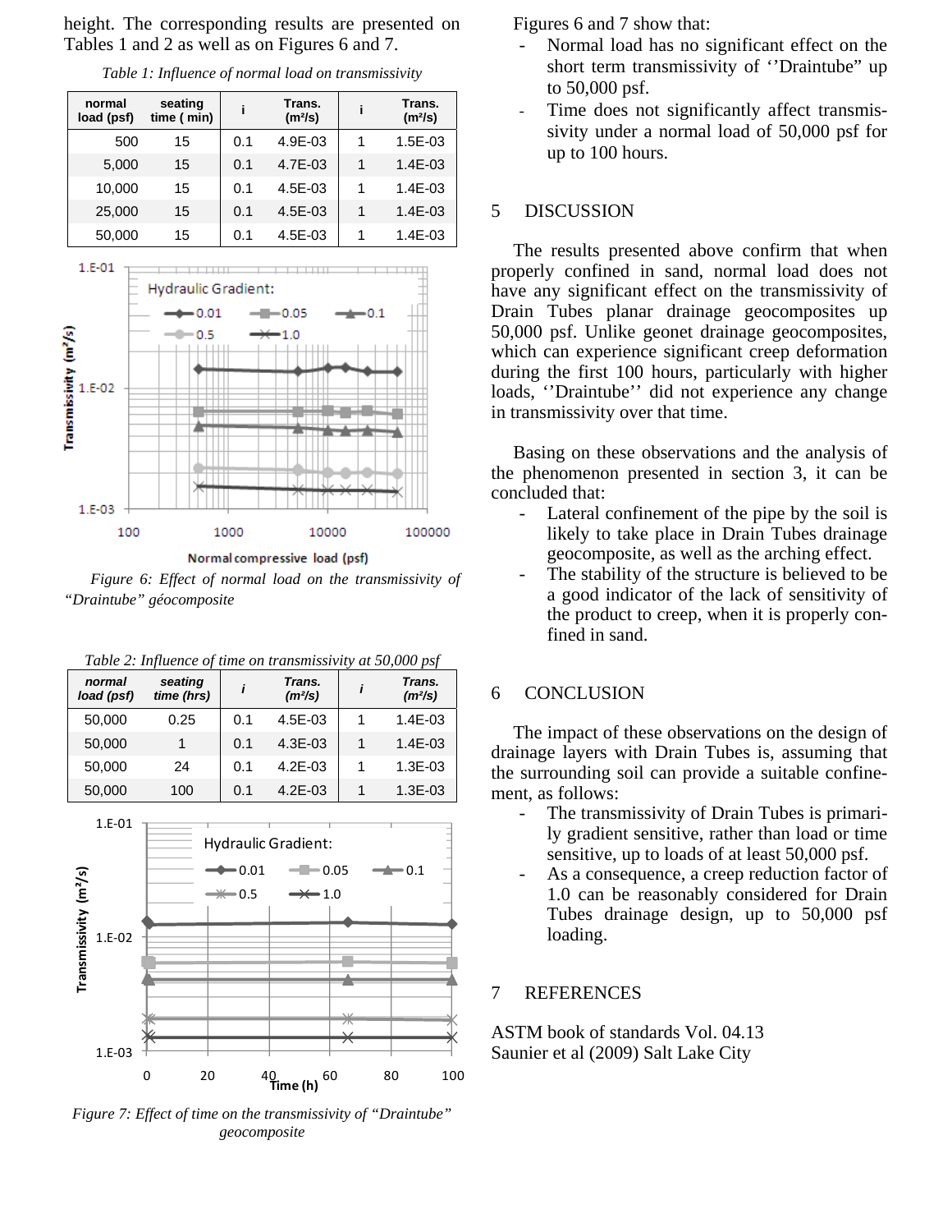height. The corresponding results are presented on Tables 1 and 2 as well as on Figures 6 and 7.

*Table 1: Influence of normal load on transmissivity*

| normal load (psf) | seating time ( min) | i | Trans. (m²/s) | i | Trans. (m²/s) |
|---|---|---|---|---|---|
| 500 | 15 | 0.1 | 4.9E-03 | 1 | 1.5E-03 |
| 5,000 | 15 | 0.1 | 4.7E-03 | 1 | 1.4E-03 |
| 10,000 | 15 | 0.1 | 4.5E-03 | 1 | 1.4E-03 |
| 25,000 | 15 | 0.1 | 4.5E-03 | 1 | 1.4E-03 |
| 50,000 | 15 | 0.1 | 4.5E-03 | 1 | 1.4E-03 |

Hydraulic Gradient:
0.01
0.05
0.1
0.5
1.0

Transmissivity (m²/s)
1.E-01
1.E-02
1.E-03

100
1000
10000
100000
Normal compressive load (psf)

*Figure 6: Effect of normal load on the transmissivity of "Draintube" géocomposite*

*Table 2: Influence of time on transmissivity at 50,000 psf*

| *normal load (psf)* | *seating time (hrs)* | *i* | *Trans. (m²/s)* | *i* | *Trans. (m²/s)* |
|---|---|---|---|---|---|
| 50,000 | 0.25 | 0.1 | 4.5E-03 | 1 | 1.4E-03 |
| 50,000 | 1 | 0.1 | 4.3E-03 | 1 | 1.4E-03 |
| 50,000 | 24 | 0.1 | 4.2E-03 | 1 | 1.3E-03 |
| 50,000 | 100 | 0.1 | 4.2E-03 | 1 | 1.3E-03 |

Hydraulic Gradient:
0.01
0.05
0.1
0.5
1.0

Transmissivity (m²/s)
1.E-01
1.E-02
1.E-03

0
20
40
60
80
100
Time (h)

*Figure 7: Effect of time on the transmissivity of "Draintube" geocomposite*

Figures 6 and 7 show that:

- Normal load has no significant effect on the short term transmissivity of ''Draintube" up to 50,000 psf.
- Time does not significantly affect transmissivity under a normal load of 50,000 psf for up to 100 hours.

## 5 DISCUSSION

The results presented above confirm that when properly confined in sand, normal load does not have any significant effect on the transmissivity of Drain Tubes planar drainage geocomposites up 50,000 psf. Unlike geonet drainage geocomposites, which can experience significant creep deformation during the first 100 hours, particularly with higher loads, ''Draintube'' did not experience any change in transmissivity over that time.

Basing on these observations and the analysis of the phenomenon presented in section 3, it can be concluded that:

- Lateral confinement of the pipe by the soil is likely to take place in Drain Tubes drainage geocomposite, as well as the arching effect.
- The stability of the structure is believed to be a good indicator of the lack of sensitivity of the product to creep, when it is properly confined in sand.

## 6 CONCLUSION

The impact of these observations on the design of drainage layers with Drain Tubes is, assuming that the surrounding soil can provide a suitable confinement, as follows:

- The transmissivity of Drain Tubes is primarily gradient sensitive, rather than load or time sensitive, up to loads of at least 50,000 psf.
- As a consequence, a creep reduction factor of 1.0 can be reasonably considered for Drain Tubes drainage design, up to 50,000 psf loading.

## 7 REFERENCES

ASTM book of standards Vol. 04.13
Saunier et al (2009) Salt Lake City